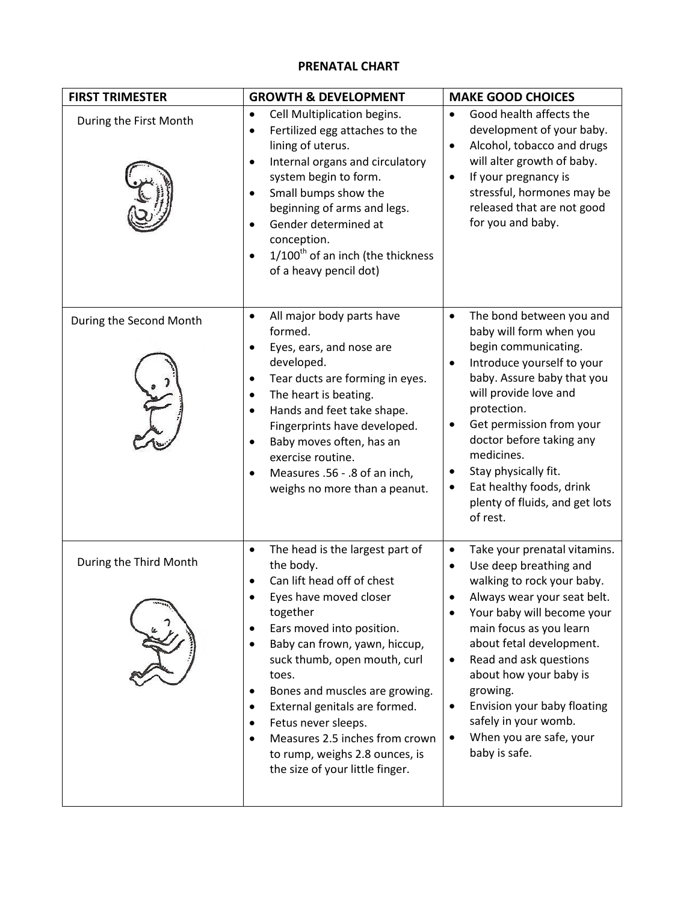# PRENATAL CHART

| FIRST TRIMESTER | GROWTH & DEVELOPMENT | MAKE GOOD CHOICES |
| --- | --- | --- |
| During the First Month | • Cell Multiplication begins.<br>• Fertilized egg attaches to the lining of uterus.<br>• Internal organs and circulatory system begin to form.<br>• Small bumps show the beginning of arms and legs.<br>• Gender determined at conception.<br>• 1/100$^{th}$ of an inch (the thickness of a heavy pencil dot) | • Good health affects the development of your baby.<br>• Alcohol, tobacco and drugs will alter growth of baby.<br>• If your pregnancy is stressful, hormones may be released that are not good for you and baby. |
| During the Second Month | • All major body parts have formed.<br>• Eyes, ears, and nose are developed.<br>• Tear ducts are forming in eyes.<br>• The heart is beating.<br>• Hands and feet take shape. Fingerprints have developed.<br>• Baby moves often, has an exercise routine.<br>• Measures .56 - .8 of an inch, weighs no more than a peanut. | • The bond between you and baby will form when you begin communicating.<br>• Introduce yourself to your baby. Assure baby that you will provide love and protection.<br>• Get permission from your doctor before taking any medicines.<br>• Stay physically fit.<br>• Eat healthy foods, drink plenty of fluids, and get lots of rest. |
| During the Third Month | • The head is the largest part of the body.<br>• Can lift head off of chest<br>• Eyes have moved closer together<br>• Ears moved into position.<br>• Baby can frown, yawn, hiccup, suck thumb, open mouth, curl toes.<br>• Bones and muscles are growing.<br>• External genitals are formed.<br>• Fetus never sleeps.<br>• Measures 2.5 inches from crown to rump, weighs 2.8 ounces, is the size of your little finger. | • Take your prenatal vitamins.<br>• Use deep breathing and walking to rock your baby.<br>• Always wear your seat belt.<br>• Your baby will become your main focus as you learn about fetal development.<br>• Read and ask questions about how your baby is growing.<br>• Envision your baby floating safely in your womb.<br>• When you are safe, your baby is safe. |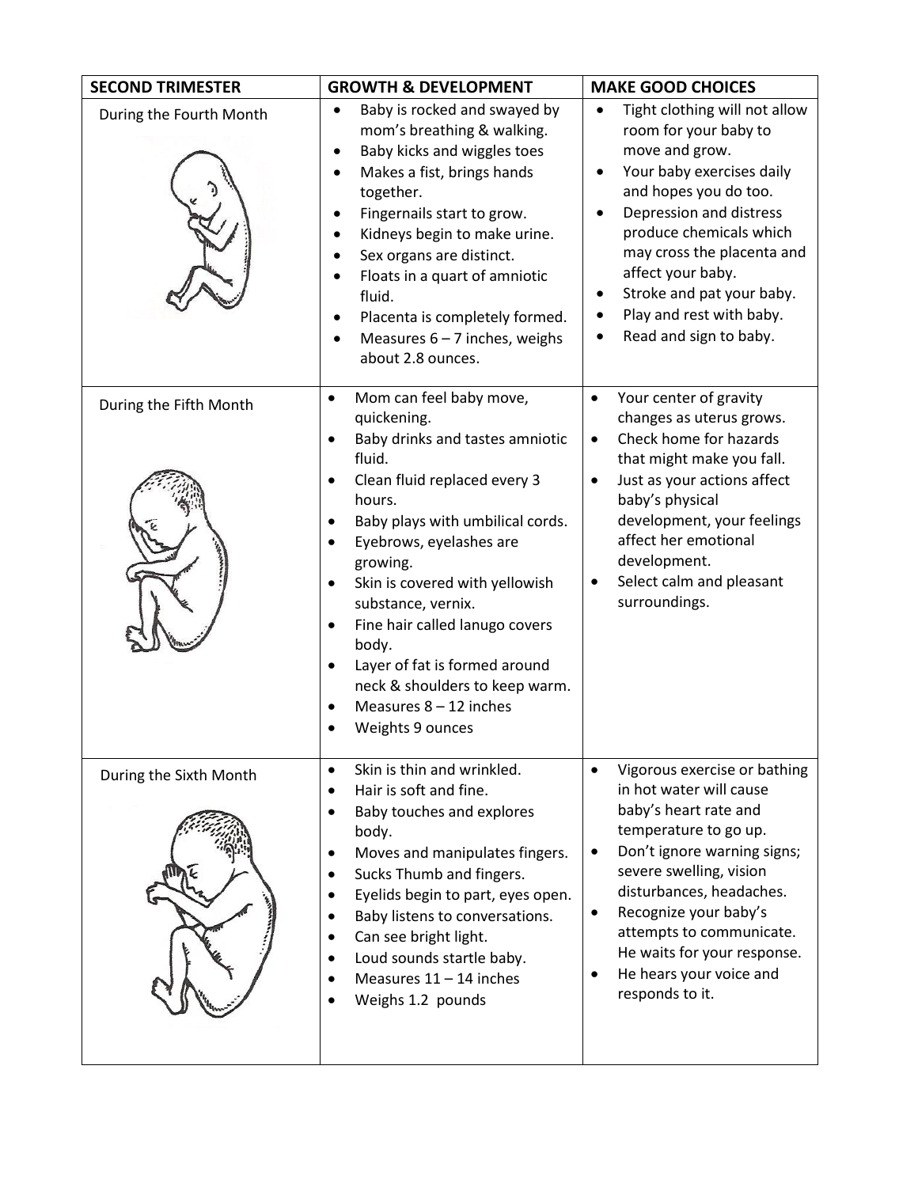| SECOND TRIMESTER | GROWTH & DEVELOPMENT | MAKE GOOD CHOICES |
|---|---|---|
| During the Fourth Month | • Baby is rocked and swayed by mom's breathing & walking.<br>• Baby kicks and wiggles toes<br>• Makes a fist, brings hands together.<br>• Fingernails start to grow.<br>• Kidneys begin to make urine.<br>• Sex organs are distinct.<br>• Floats in a quart of amniotic fluid.<br>• Placenta is completely formed.<br>• Measures 6 – 7 inches, weighs about 2.8 ounces. | • Tight clothing will not allow room for your baby to move and grow.<br>• Your baby exercises daily and hopes you do too.<br>• Depression and distress produce chemicals which may cross the placenta and affect your baby.<br>• Stroke and pat your baby.<br>• Play and rest with baby.<br>• Read and sign to baby. |
| During the Fifth Month | • Mom can feel baby move, quickening.<br>• Baby drinks and tastes amniotic fluid.<br>• Clean fluid replaced every 3 hours.<br>• Baby plays with umbilical cords.<br>• Eyebrows, eyelashes are growing.<br>• Skin is covered with yellowish substance, vernix.<br>• Fine hair called lanugo covers body.<br>• Layer of fat is formed around neck & shoulders to keep warm.<br>• Measures 8 – 12 inches<br>• Weights 9 ounces | • Your center of gravity changes as uterus grows.<br>• Check home for hazards that might make you fall.<br>• Just as your actions affect baby's physical development, your feelings affect her emotional development.<br>• Select calm and pleasant surroundings. |
| During the Sixth Month | • Skin is thin and wrinkled.<br>• Hair is soft and fine.<br>• Baby touches and explores body.<br>• Moves and manipulates fingers.<br>• Sucks Thumb and fingers.<br>• Eyelids begin to part, eyes open.<br>• Baby listens to conversations.<br>• Can see bright light.<br>• Loud sounds startle baby.<br>• Measures 11 – 14 inches<br>• Weighs 1.2 pounds | • Vigorous exercise or bathing in hot water will cause baby's heart rate and temperature to go up.<br>• Don't ignore warning signs; severe swelling, vision disturbances, headaches.<br>• Recognize your baby's attempts to communicate. He waits for your response.<br>• He hears your voice and responds to it. |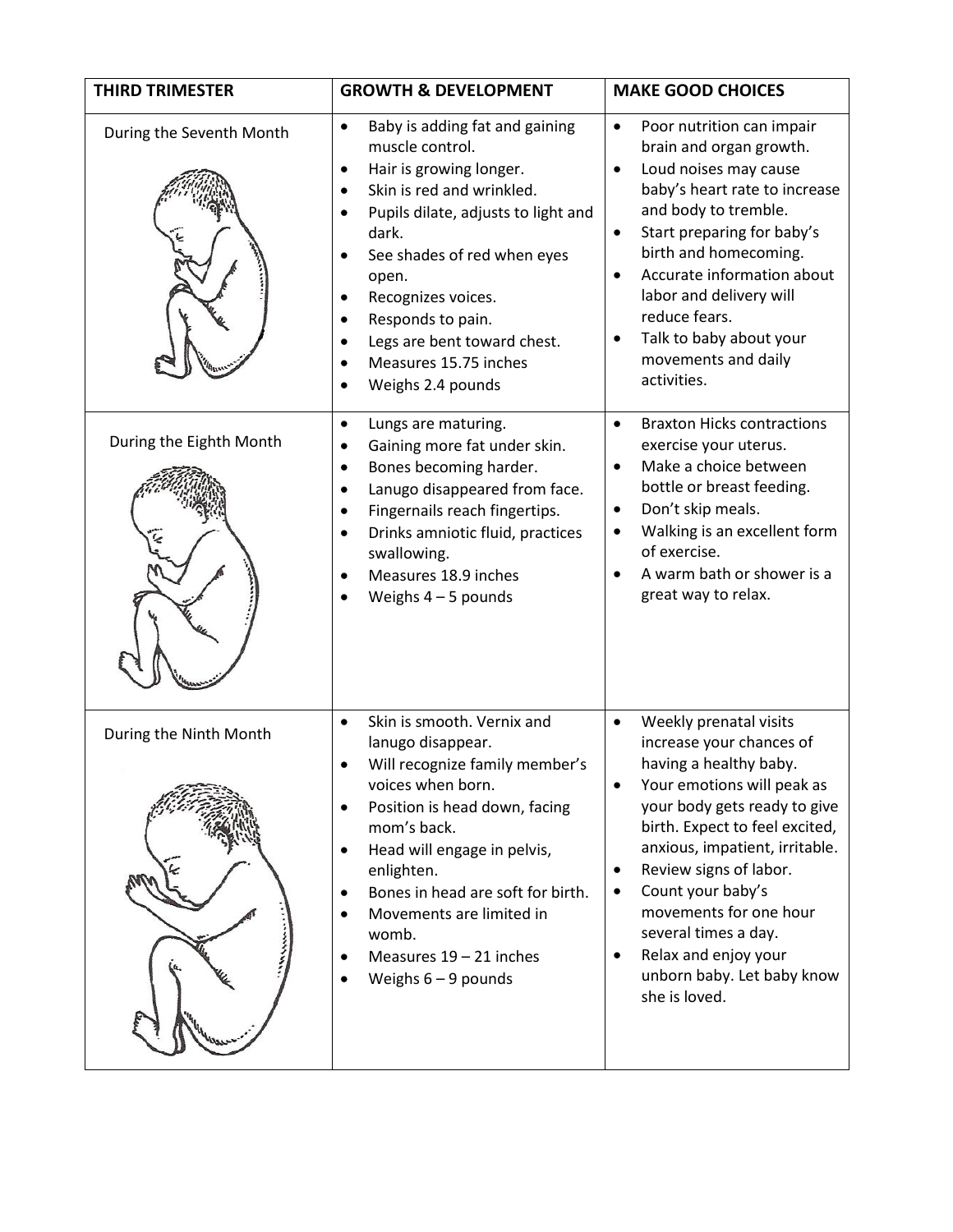| THIRD TRIMESTER | GROWTH & DEVELOPMENT | MAKE GOOD CHOICES |
|---|---|---|
| During the Seventh Month | • Baby is adding fat and gaining muscle control.<br>• Hair is growing longer.<br>• Skin is red and wrinkled.<br>• Pupils dilate, adjusts to light and dark.<br>• See shades of red when eyes open.<br>• Recognizes voices.<br>• Responds to pain.<br>• Legs are bent toward chest.<br>• Measures 15.75 inches<br>• Weighs 2.4 pounds | • Poor nutrition can impair brain and organ growth.<br>• Loud noises may cause baby's heart rate to increase and body to tremble.<br>• Start preparing for baby's birth and homecoming.<br>• Accurate information about labor and delivery will reduce fears.<br>• Talk to baby about your movements and daily activities. |
| During the Eighth Month | • Lungs are maturing.<br>• Gaining more fat under skin.<br>• Bones becoming harder.<br>• Lanugo disappeared from face.<br>• Fingernails reach fingertips.<br>• Drinks amniotic fluid, practices swallowing.<br>• Measures 18.9 inches<br>• Weighs 4 – 5 pounds | • Braxton Hicks contractions exercise your uterus.<br>• Make a choice between bottle or breast feeding.<br>• Don't skip meals.<br>• Walking is an excellent form of exercise.<br>• A warm bath or shower is a great way to relax. |
| During the Ninth Month | • Skin is smooth. Vernix and lanugo disappear.<br>• Will recognize family member's voices when born.<br>• Position is head down, facing mom's back.<br>• Head will engage in pelvis, enlighten.<br>• Bones in head are soft for birth.<br>• Movements are limited in womb.<br>• Measures 19 – 21 inches<br>• Weighs 6 – 9 pounds | • Weekly prenatal visits increase your chances of having a healthy baby.<br>• Your emotions will peak as your body gets ready to give birth. Expect to feel excited, anxious, impatient, irritable.<br>• Review signs of labor.<br>• Count your baby's movements for one hour several times a day.<br>• Relax and enjoy your unborn baby. Let baby know she is loved. |